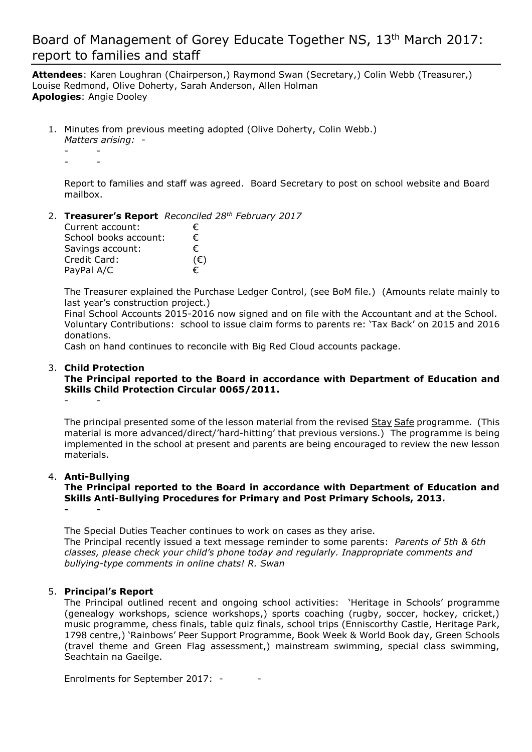# Board of Management of Gorey Educate Together NS, 13th March 2017: report to families and staff

**Attendees**: Karen Loughran (Chairperson,) Raymond Swan (Secretary,) Colin Webb (Treasurer,) Louise Redmond, Olive Doherty, Sarah Anderson, Allen Holman
**Apologies**: Angie Dooley

1. Minutes from previous meeting adopted (Olive Doherty, Colin Webb.)
   *Matters arising:* -
   - -
   - -

   Report to families and staff was agreed. Board Secretary to post on school website and Board mailbox.

2. **Treasurer's Report** *Reconciled 28th February 2017*

   | | |
   |---|---|
   | Current account: | € |
   | School books account: | € |
   | Savings account: | € |
   | Credit Card: | (€) |
   | PayPal A/C | € |

   The Treasurer explained the Purchase Ledger Control, (see BoM file.) (Amounts relate mainly to last year's construction project.)
   Final School Accounts 2015-2016 now signed and on file with the Accountant and at the School.
   Voluntary Contributions: school to issue claim forms to parents re: 'Tax Back' on 2015 and 2016 donations.
   Cash on hand continues to reconcile with Big Red Cloud accounts package.

3. **Child Protection**
   **The Principal reported to the Board in accordance with Department of Education and Skills Child Protection Circular 0065/2011.**
   - -

   The principal presented some of the lesson material from the revised Stay Safe programme. (This material is more advanced/direct/'hard-hitting' that previous versions.) The programme is being implemented in the school at present and parents are being encouraged to review the new lesson materials.

4. **Anti-Bullying**
   **The Principal reported to the Board in accordance with Department of Education and Skills Anti-Bullying Procedures for Primary and Post Primary Schools, 2013.**
   - -

   The Special Duties Teacher continues to work on cases as they arise.
   The Principal recently issued a text message reminder to some parents: *Parents of 5th & 6th classes, please check your child's phone today and regularly. Inappropriate comments and bullying-type comments in online chats! R. Swan*

5. **Principal's Report**
   The Principal outlined recent and ongoing school activities: 'Heritage in Schools' programme (genealogy workshops, science workshops,) sports coaching (rugby, soccer, hockey, cricket,) music programme, chess finals, table quiz finals, school trips (Enniscorthy Castle, Heritage Park, 1798 centre,) 'Rainbows' Peer Support Programme, Book Week & World Book day, Green Schools (travel theme and Green Flag assessment,) mainstream swimming, special class swimming, Seachtain na Gaeilge.

   Enrolments for September 2017: - -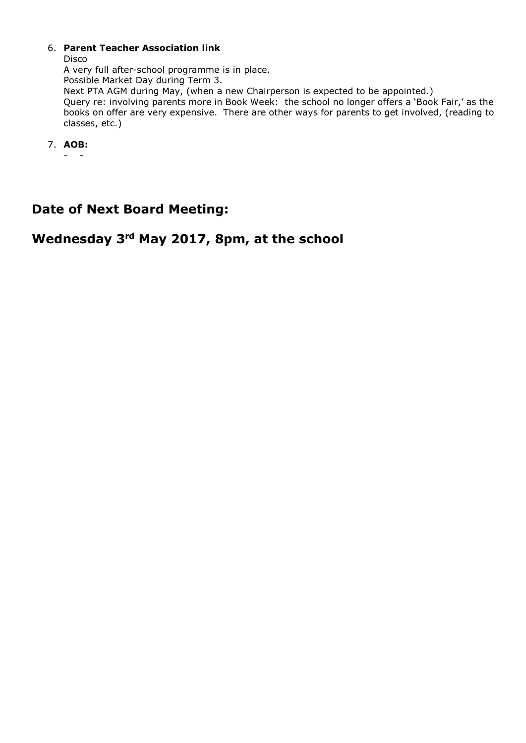6. **Parent Teacher Association link**
   Disco
   A very full after-school programme is in place.
   Possible Market Day during Term 3.
   Next PTA AGM during May, (when a new Chairperson is expected to be appointed.)
   Query re: involving parents more in Book Week: the school no longer offers a 'Book Fair,' as the books on offer are very expensive. There are other ways for parents to get involved, (reading to classes, etc.)

7. **AOB:**
   - -

## Date of Next Board Meeting:

## Wednesday 3rd May 2017, 8pm, at the school